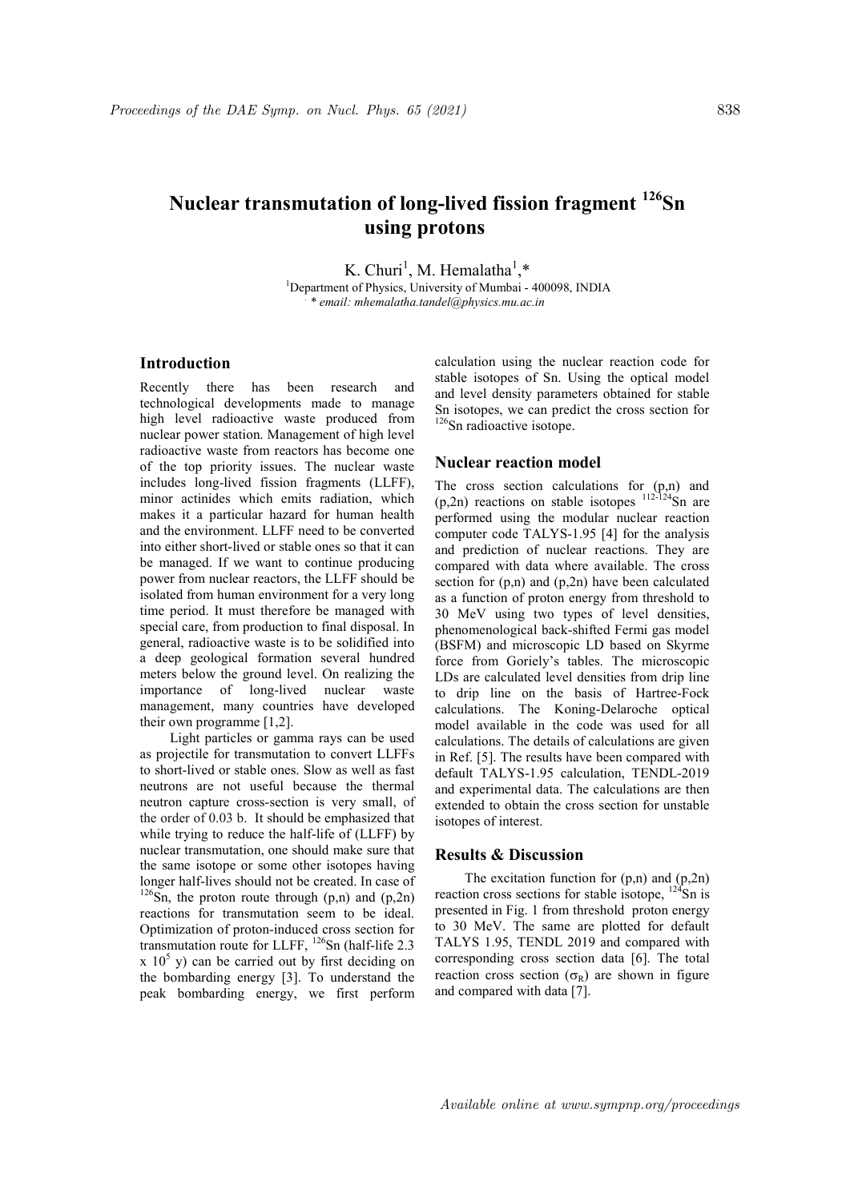# Nuclear transmutation of long-lived fission fragment $^{126}$Sn using protons

K. Churi[1], M. Hemalatha[1,*]

[1]Department of Physics, University of Mumbai - 400098, INDIA

*\* email: mhemalatha.tandel@physics.mu.ac.in*

## Introduction

Recently there has been research and technological developments made to manage high level radioactive waste produced from nuclear power station. Management of high level radioactive waste from reactors has become one of the top priority issues. The nuclear waste includes long-lived fission fragments (LLFF), minor actinides which emits radiation, which makes it a particular hazard for human health and the environment. LLFF need to be converted into either short-lived or stable ones so that it can be managed. If we want to continue producing power from nuclear reactors, the LLFF should be isolated from human environment for a very long time period. It must therefore be managed with special care, from production to final disposal. In general, radioactive waste is to be solidified into a deep geological formation several hundred meters below the ground level. On realizing the importance of long-lived nuclear waste management, many countries have developed their own programme [1,2].

Light particles or gamma rays can be used as projectile for transmutation to convert LLFFs to short-lived or stable ones. Slow as well as fast neutrons are not useful because the thermal neutron capture cross-section is very small, of the order of 0.03 b. It should be emphasized that while trying to reduce the half-life of (LLFF) by nuclear transmutation, one should make sure that the same isotope or some other isotopes having longer half-lives should not be created. In case of $^{126}$Sn, the proton route through (p,n) and (p,2n) reactions for transmutation seem to be ideal. Optimization of proton-induced cross section for transmutation route for LLFF, $^{126}$Sn (half-life 2.3 x $10^5$ y) can be carried out by first deciding on the bombarding energy [3]. To understand the peak bombarding energy, we first perform calculation using the nuclear reaction code for stable isotopes of Sn. Using the optical model and level density parameters obtained for stable Sn isotopes, we can predict the cross section for $^{126}$Sn radioactive isotope.

## Nuclear reaction model

The cross section calculations for (p,n) and (p,2n) reactions on stable isotopes $^{112-124}$Sn are performed using the modular nuclear reaction computer code TALYS-1.95 [4] for the analysis and prediction of nuclear reactions. They are compared with data where available. The cross section for (p,n) and (p,2n) have been calculated as a function of proton energy from threshold to 30 MeV using two types of level densities, phenomenological back-shifted Fermi gas model (BSFM) and microscopic LD based on Skyrme force from Goriely's tables. The microscopic LDs are calculated level densities from drip line to drip line on the basis of Hartree-Fock calculations. The Koning-Delaroche optical model available in the code was used for all calculations. The details of calculations are given in Ref. [5]. The results have been compared with default TALYS-1.95 calculation, TENDL-2019 and experimental data. The calculations are then extended to obtain the cross section for unstable isotopes of interest.

## Results & Discussion

The excitation function for (p,n) and (p,2n) reaction cross sections for stable isotope, $^{124}$Sn is presented in Fig. 1 from threshold proton energy to 30 MeV. The same are plotted for default TALYS 1.95, TENDL 2019 and compared with corresponding cross section data [6]. The total reaction cross section ($\sigma_R$) are shown in figure and compared with data [7].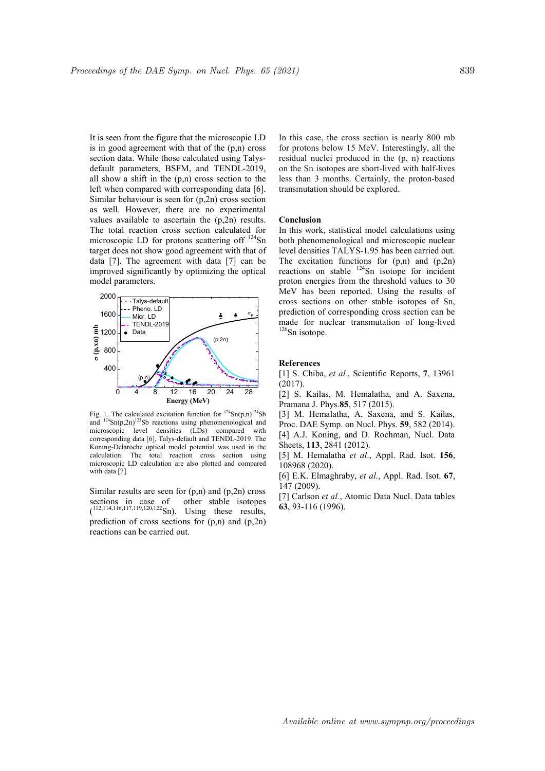It is seen from the figure that the microscopic LD is in good agreement with that of the (p,n) cross section data. While those calculated using Talys-default parameters, BSFM, and TENDL-2019, all show a shift in the (p,n) cross section to the left when compared with corresponding data [6]. Similar behaviour is seen for (p,2n) cross section as well. However, there are no experimental values available to ascertain the (p,2n) results. The total reaction cross section calculated for microscopic LD for protons scattering off $^{124}$Sn target does not show good agreement with that of data [7]. The agreement with data [7] can be improved significantly by optimizing the optical model parameters.

2000
1600
1200
800
400
0
4
8
12
16
20
24
28
σ (p,xn) mb
Energy (MeV)
Talys-default
Pheno. LD
Micr. LD
TENDL-2019
Data
$\sigma_R$
(p,2n)
(p,n)

Fig. 1. The calculated excitation function for $^{124}$Sn(p,n)$^{124}$Sb and $^{124}$Sn(p,2n)$^{123}$Sb reactions using phenomenological and microscopic level densities (LDs) compared with corresponding data [6], Talys-default and TENDL-2019. The Koning-Delaroche optical model potential was used in the calculation. The total reaction cross section using microscopic LD calculation are also plotted and compared with data [7].

Similar results are seen for (p,n) and (p,2n) cross sections in case of other stable isotopes ($^{112,114,116,117,119,120,122}$Sn). Using these results, prediction of cross sections for (p,n) and (p,2n) reactions can be carried out.

In this case, the cross section is nearly 800 mb for protons below 15 MeV. Interestingly, all the residual nuclei produced in the (p, n) reactions on the Sn isotopes are short-lived with half-lives less than 3 months. Certainly, the proton-based transmutation should be explored.

## Conclusion

In this work, statistical model calculations using both phenomenological and microscopic nuclear level densities TALYS-1.95 has been carried out. The excitation functions for (p,n) and (p,2n) reactions on stable $^{124}$Sn isotope for incident proton energies from the threshold values to 30 MeV has been reported. Using the results of cross sections on other stable isotopes of Sn, prediction of corresponding cross section can be made for nuclear transmutation of long-lived $^{126}$Sn isotope.

## References

[1] S. Chiba, *et al.*, Scientific Reports, **7**, 13961 (2017).

[2] S. Kailas, M. Hemalatha, and A. Saxena, Pramana J. Phys.**85**, 517 (2015).

[3] M. Hemalatha, A. Saxena, and S. Kailas, Proc. DAE Symp. on Nucl. Phys. **59**, 582 (2014).

[4] A.J. Koning, and D. Rochman, Nucl. Data Sheets, **113**, 2841 (2012).

[5] M. Hemalatha *et al*., Appl. Rad. Isot. **156**, 108968 (2020).

[6] E.K. Elmaghraby, *et al.*, Appl. Rad. Isot. **67**, 147 (2009).

[7] Carlson *et al.*, Atomic Data Nucl. Data tables **63**, 93-116 (1996).